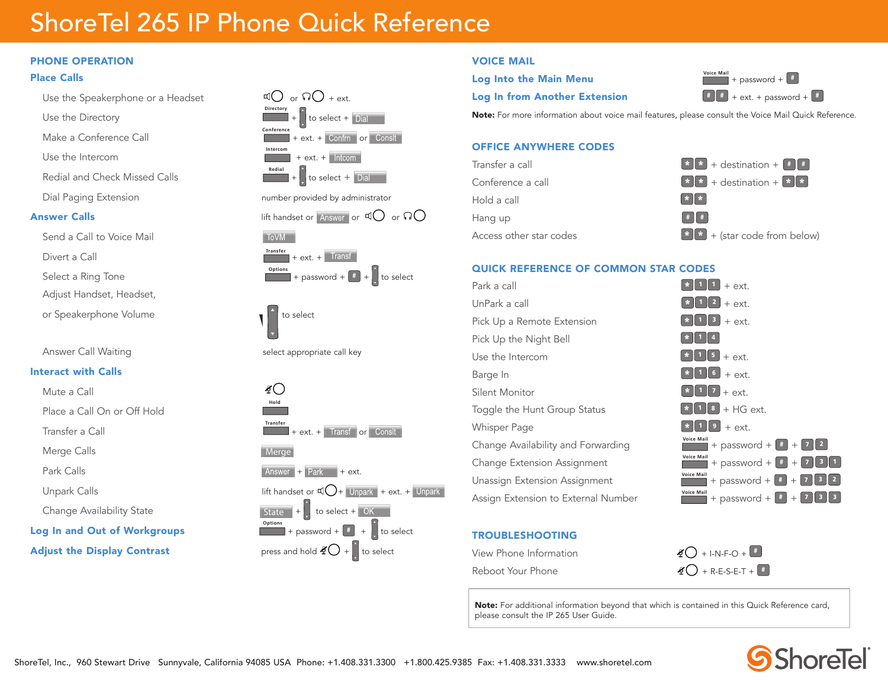# ShoreTel 265 IP Phone Quick Reference

## PHONE OPERATION

### Place Calls

| | |
|---|---|
| Use the Speakerphone or a Headset | or + ext. |
| Use the Directory | Directory + to select + Dial |
| Make a Conference Call | Conference + ext. + Confrn or Conslt |
| Use the Intercom | Intercom + ext. + Intcom |
| Redial and Check Missed Calls | Redial + to select + Dial |
| Dial Paging Extension | number provided by administrator |

### Answer Calls

| | |
|---|---|
| | lift handset or Answer or or |
| Send a Call to Voice Mail | ToVM |
| Divert a Call | Transfer + ext. + Transf |
| Select a Ring Tone | Options + password + # + to select |
| Adjust Handset, Headset, or Speakerphone Volume | to select |
| Answer Call Waiting | select appropriate call key |

### Interact with Calls

| | |
|---|---|
| Mute a Call | |
| Place a Call On or Off Hold | Hold |
| Transfer a Call | Transfer + ext. + Transf or Conslt |
| Merge Calls | Merge |
| Park Calls | Answer + Park + ext. |
| Unpark Calls | lift handset or + Unpark + ext. + Unpark |
| Change Availability State | State + to select + OK |

### Log In and Out of Workgroups

Options + password + # + to select

### Adjust the Display Contrast

press and hold + to select

## VOICE MAIL

| | |
|---|---|
| Log Into the Main Menu | Voice Mail + password + # |
| Log In from Another Extension | # # + ext. + password + # |

**Note:** For more information about voice mail features, please consult the Voice Mail Quick Reference.

## OFFICE ANYWHERE CODES

| | |
|---|---|
| Transfer a call | * * + destination + # # |
| Conference a call | * * + destination + * * |
| Hold a call | * * |
| Hang up | # # |
| Access other star codes | * * + (star code from below) |

## QUICK REFERENCE OF COMMON STAR CODES

| | |
|---|---|
| Park a call | * 1 1 + ext. |
| UnPark a call | * 1 2 + ext. |
| Pick Up a Remote Extension | * 1 3 + ext. |
| Pick Up the Night Bell | * 1 4 |
| Use the Intercom | * 1 5 + ext. |
| Barge In | * 1 6 + ext. |
| Silent Monitor | * 1 7 + ext. |
| Toggle the Hunt Group Status | * 1 8 + HG ext. |
| Whisper Page | * 1 9 + ext. |
| Change Availability and Forwarding | Voice Mail + password + # + 7 2 |
| Change Extension Assignment | Voice Mail + password + # + 7 3 1 |
| Unassign Extension Assignment | Voice Mail + password + # + 7 3 2 |
| Assign Extension to External Number | Voice Mail + password + # + 7 3 3 |

## TROUBLESHOOTING

| | |
|---|---|
| View Phone Information | + I-N-F-O + # |
| Reboot Your Phone | + R-E-S-E-T + # |

**Note:** For additional information beyond that which is contained in this Quick Reference card, please consult the IP 265 User Guide.

ShoreTel, Inc., 960 Stewart Drive Sunnyvale, California 94085 USA Phone: +1.408.331.3300 +1.800.425.9385 Fax: +1.408.331.3333 www.shoretel.com

ShoreTel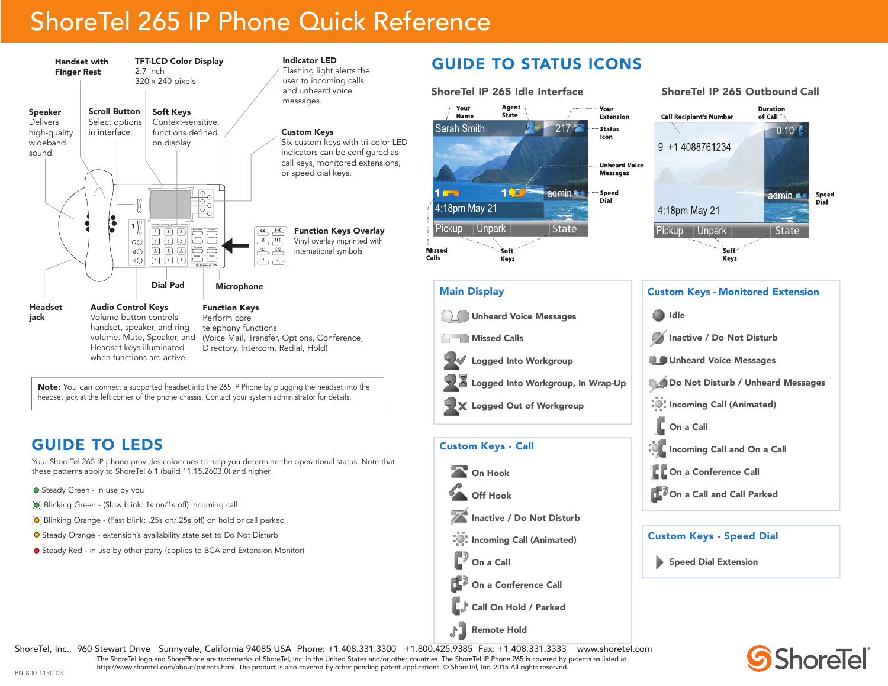# ShoreTel 265 IP Phone Quick Reference

**Handset with Finger Rest**

**TFT-LCD Color Display**
2.7 inch
320 x 240 pixels

**Indicator LED**
Flashing light alerts the user to incoming calls and unheard voice messages.

**Speaker**
Delivers high-quality wideband sound.

**Scroll Button**
Select options in interface.

**Soft Keys**
Context-sensitive, functions defined on display.

**Custom Keys**
Six custom keys with tri-color LED indicators can be configured as call keys, monitored extensions, or speed dial keys.

**Function Keys Overlay**
Vinyl overlay imprinted with international symbols.

**Dial Pad**

**Microphone**

**Headset jack**

**Audio Control Keys**
Volume button controls handset, speaker, and ring volume. Mute, Speaker, and Headset keys illuminated when functions are active.

**Function Keys**
Perform core telephony functions (Voice Mail, Transfer, Options, Conference, Directory, Intercom, Redial, Hold)

**Note:** You can connect a supported headset into the 265 IP Phone by plugging the headset into the headset jack at the left corner of the phone chassis. Contact your system administrator for details.

## GUIDE TO LEDS

Your ShoreTel 265 IP phone provides color cues to help you determine the operational status. Note that these patterns apply to ShoreTel 6.1 (build 11.15.2603.0) and higher.

- Steady Green - in use by you
- Blinking Green - (Slow blink: 1s on/1s off) incoming call
- Blinking Orange - (Fast blink: .25s on/.25s off) on hold or call parked
- Steady Orange - extension's availability state set to Do Not Disturb
- Steady Red - in use by other party (applies to BCA and Extension Monitor)

## GUIDE TO STATUS ICONS

### ShoreTel IP 265 Idle Interface

Your Name · Agent State · Your Extension · Status Icon · Unheard Voice Messages · Speed Dial · Missed Calls · Soft Keys

Sarah Smith   217
1   1   admin
4:18pm May 21
Pickup | Unpark | State

### ShoreTel IP 265 Outbound Call

Call Recipient's Number · Duration of Call · Speed Dial · Soft Keys

0:10
9 +1 4088761234
admin
4:18pm May 21
Pickup | Unpark | State

### Main Display

- Unheard Voice Messages
- Missed Calls
- Logged Into Workgroup
- Logged Into Workgroup, In Wrap-Up
- Logged Out of Workgroup

### Custom Keys - Call

- On Hook
- Off Hook
- Inactive / Do Not Disturb
- Incoming Call (Animated)
- On a Call
- On a Conference Call
- Call On Hold / Parked
- Remote Hold

### Custom Keys - Monitored Extension

- Idle
- Inactive / Do Not Disturb
- Unheard Voice Messages
- Do Not Disturb / Unheard Messages
- Incoming Call (Animated)
- On a Call
- Incoming Call and On a Call
- On a Conference Call
- On a Call and Call Parked

### Custom Keys - Speed Dial

- Speed Dial Extension

ShoreTel, Inc., 960 Stewart Drive Sunnyvale, California 94085 USA Phone: +1.408.331.3300 +1.800.425.9385 Fax: +1.408.331.3333 www.shoretel.com

The ShoreTel logo and ShorePhone are trademarks of ShoreTel, Inc. in the United States and/or other countries. The ShoreTel IP Phone 265 is covered by patents as listed at http://www.shoretel.com/about/patents.html. The product is also covered by other pending patent applications. © ShoreTel, Inc. 2015 All rights reserved.

PN 800-1130-03

ShoreTel